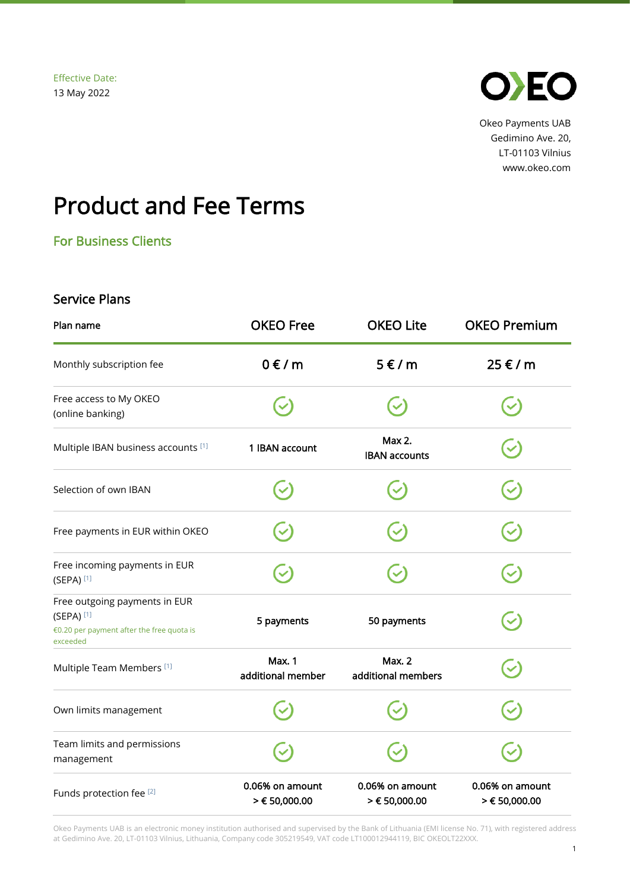Effective Date:
13 May 2022

Okeo Payments UAB
Gedimino Ave. 20,
LT-01103 Vilnius
www.okeo.com

# Product and Fee Terms

## For Business Clients

### Service Plans

| Plan name | OKEO Free | OKEO Lite | OKEO Premium |
|---|---|---|---|
| Monthly subscription fee | 0 € / m | 5 € / m | 25 € / m |
| Free access to My OKEO (online banking) | ✓ | ✓ | ✓ |
| Multiple IBAN business accounts [1] | 1 IBAN account | Max 2. IBAN accounts | ✓ |
| Selection of own IBAN | ✓ | ✓ | ✓ |
| Free payments in EUR within OKEO | ✓ | ✓ | ✓ |
| Free incoming payments in EUR (SEPA) [1] | ✓ | ✓ | ✓ |
| Free outgoing payments in EUR (SEPA) [1] €0.20 per payment after the free quota is exceeded | 5 payments | 50 payments | ✓ |
| Multiple Team Members [1] | Max. 1 additional member | Max. 2 additional members | ✓ |
| Own limits management | ✓ | ✓ | ✓ |
| Team limits and permissions management | ✓ | ✓ | ✓ |
| Funds protection fee [2] | 0.06% on amount > € 50,000.00 | 0.06% on amount > € 50,000.00 | 0.06% on amount > € 50,000.00 |

Okeo Payments UAB is an electronic money institution authorised and supervised by the Bank of Lithuania (EMI license No. 71), with registered address at Gedimino Ave. 20, LT-01103 Vilnius, Lithuania, Company code 305219549, VAT code LT100012944119, BIC OKEOLT22XXX.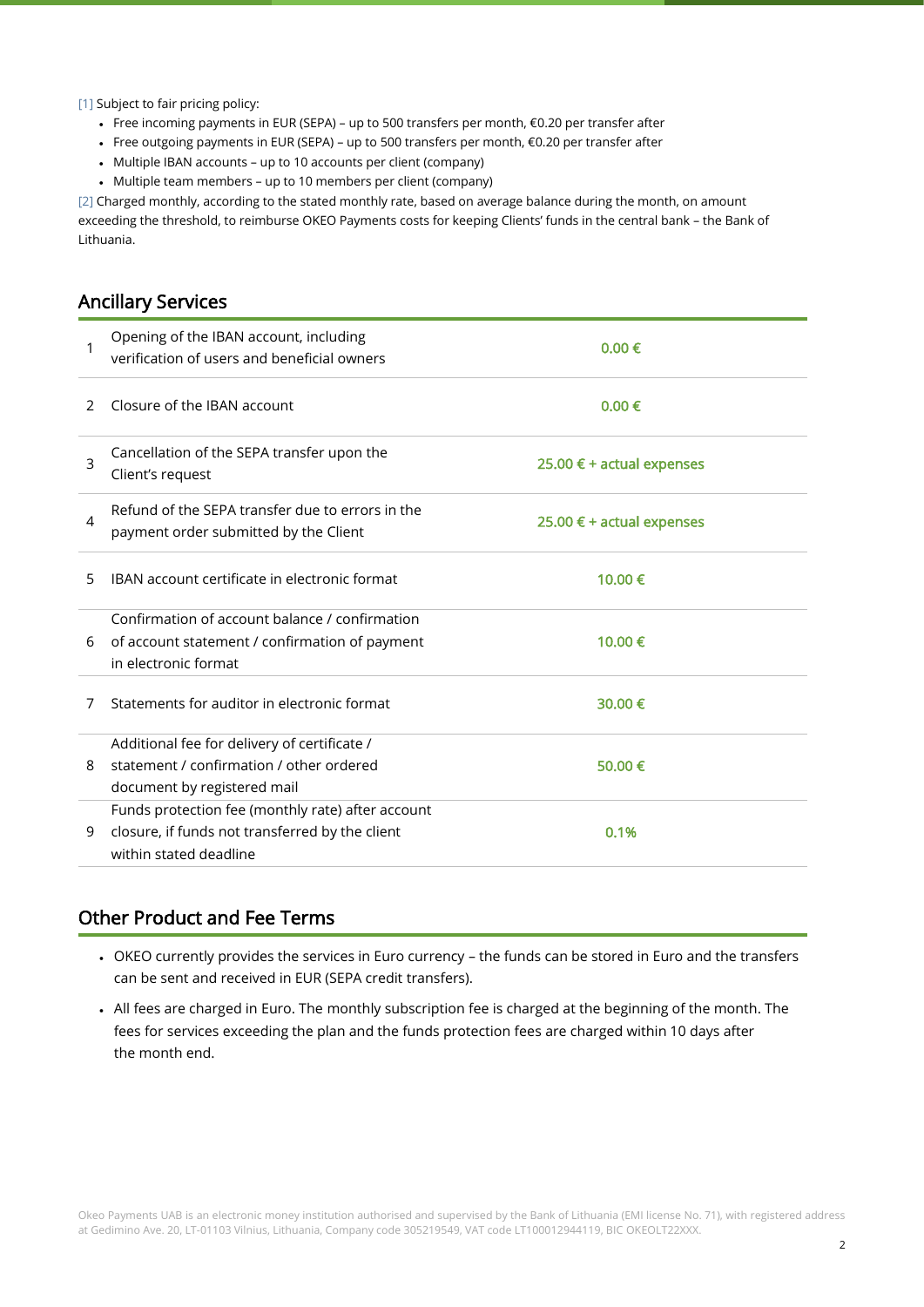[1] Subject to fair pricing policy:

- Free incoming payments in EUR (SEPA) – up to 500 transfers per month, €0.20 per transfer after
- Free outgoing payments in EUR (SEPA) – up to 500 transfers per month, €0.20 per transfer after
- Multiple IBAN accounts – up to 10 accounts per client (company)
- Multiple team members – up to 10 members per client (company)

[2] Charged monthly, according to the stated monthly rate, based on average balance during the month, on amount exceeding the threshold, to reimburse OKEO Payments costs for keeping Clients' funds in the central bank – the Bank of Lithuania.

## Ancillary Services

| | | |
|---|---|---|
| 1 | Opening of the IBAN account, including verification of users and beneficial owners | 0.00 € |
| 2 | Closure of the IBAN account | 0.00 € |
| 3 | Cancellation of the SEPA transfer upon the Client's request | 25.00 € + actual expenses |
| 4 | Refund of the SEPA transfer due to errors in the payment order submitted by the Client | 25.00 € + actual expenses |
| 5 | IBAN account certificate in electronic format | 10.00 € |
| 6 | Confirmation of account balance / confirmation of account statement / confirmation of payment in electronic format | 10.00 € |
| 7 | Statements for auditor in electronic format | 30.00 € |
| 8 | Additional fee for delivery of certificate / statement / confirmation / other ordered document by registered mail | 50.00 € |
| 9 | Funds protection fee (monthly rate) after account closure, if funds not transferred by the client within stated deadline | 0.1% |

## Other Product and Fee Terms

- OKEO currently provides the services in Euro currency – the funds can be stored in Euro and the transfers can be sent and received in EUR (SEPA credit transfers).
- All fees are charged in Euro. The monthly subscription fee is charged at the beginning of the month. The fees for services exceeding the plan and the funds protection fees are charged within 10 days after the month end.

Okeo Payments UAB is an electronic money institution authorised and supervised by the Bank of Lithuania (EMI license No. 71), with registered address at Gedimino Ave. 20, LT-01103 Vilnius, Lithuania, Company code 305219549, VAT code LT100012944119, BIC OKEOLT22XXX.